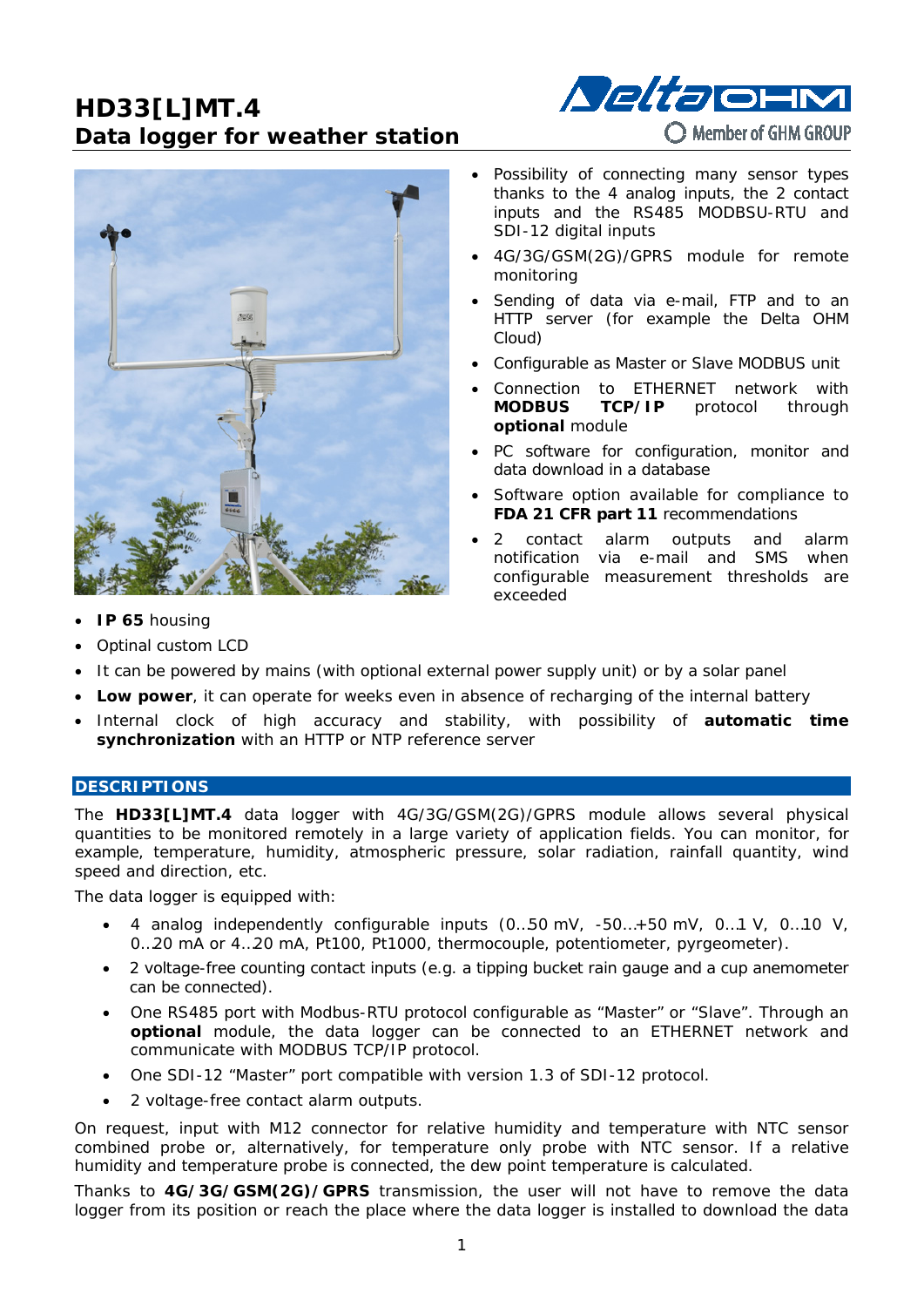# HD33[L]MT.4
## Data logger for weather station

- Possibility of connecting many sensor types thanks to the 4 analog inputs, the 2 contact inputs and the RS485 MODBSU-RTU and SDI-12 digital inputs
- 4G/3G/GSM(2G)/GPRS module for remote monitoring
- Sending of data via e-mail, FTP and to an HTTP server (for example the Delta OHM Cloud)
- Configurable as Master or Slave MODBUS unit
- Connection to ETHERNET network with **MODBUS TCP/IP** protocol through **optional** module
- PC software for configuration, monitor and data download in a database
- Software option available for compliance to **FDA 21 CFR part 11** recommendations
- 2 contact alarm outputs and alarm notification via e-mail and SMS when configurable measurement thresholds are exceeded
- **IP 65** housing
- Optinal custom LCD
- It can be powered by mains (with optional external power supply unit) or by a solar panel
- **Low power**, it can operate for weeks even in absence of recharging of the internal battery
- Internal clock of high accuracy and stability, with possibility of **automatic time synchronization** with an HTTP or NTP reference server

## DESCRIPTIONS

The **HD33[L]MT.4** data logger with 4G/3G/GSM(2G)/GPRS module allows several physical quantities to be monitored remotely in a large variety of application fields. You can monitor, for example, temperature, humidity, atmospheric pressure, solar radiation, rainfall quantity, wind speed and direction, etc.

The data logger is equipped with:

- 4 analog independently configurable inputs (0…50 mV, -50…+50 mV, 0…1 V, 0…10 V, 0…20 mA or 4…20 mA, Pt100, Pt1000, thermocouple, potentiometer, pyrgeometer).
- 2 voltage-free counting contact inputs (e.g. a tipping bucket rain gauge and a cup anemometer can be connected).
- One RS485 port with Modbus-RTU protocol configurable as "Master" or "Slave". Through an **optional** module, the data logger can be connected to an ETHERNET network and communicate with MODBUS TCP/IP protocol.
- One SDI-12 "Master" port compatible with version 1.3 of SDI-12 protocol.
- 2 voltage-free contact alarm outputs.

On request, input with M12 connector for relative humidity and temperature with NTC sensor combined probe or, alternatively, for temperature only probe with NTC sensor. If a relative humidity and temperature probe is connected, the dew point temperature is calculated.

Thanks to **4G/3G/GSM(2G)/GPRS** transmission, the user will not have to remove the data logger from its position or reach the place where the data logger is installed to download the data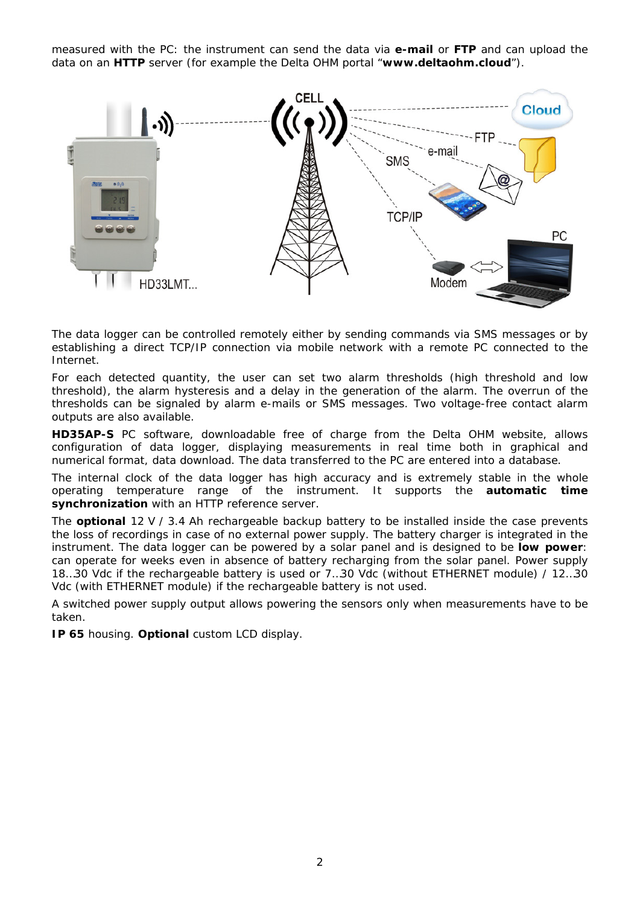measured with the PC: the instrument can send the data via **e-mail** or **FTP** and can upload the data on an **HTTP** server (for example the Delta OHM portal "**www.deltaohm.cloud**").

The data logger can be controlled remotely either by sending commands via SMS messages or by establishing a direct TCP/IP connection via mobile network with a remote PC connected to the Internet.

For each detected quantity, the user can set two alarm thresholds (high threshold and low threshold), the alarm hysteresis and a delay in the generation of the alarm. The overrun of the thresholds can be signaled by alarm e-mails or SMS messages. Two voltage-free contact alarm outputs are also available.

**HD35AP-S** PC software, downloadable free of charge from the Delta OHM website, allows configuration of data logger, displaying measurements in real time both in graphical and numerical format, data download. The data transferred to the PC are entered into a database.

The internal clock of the data logger has high accuracy and is extremely stable in the whole operating temperature range of the instrument. It supports the **automatic time synchronization** with an HTTP reference server.

The **optional** 12 V / 3.4 Ah rechargeable backup battery to be installed inside the case prevents the loss of recordings in case of no external power supply. The battery charger is integrated in the instrument. The data logger can be powered by a solar panel and is designed to be **low power**: can operate for weeks even in absence of battery recharging from the solar panel. Power supply 18…30 Vdc if the rechargeable battery is used or 7…30 Vdc (without ETHERNET module) / 12…30 Vdc (with ETHERNET module) if the rechargeable battery is not used.

A switched power supply output allows powering the sensors only when measurements have to be taken.

**IP 65** housing. **Optional** custom LCD display.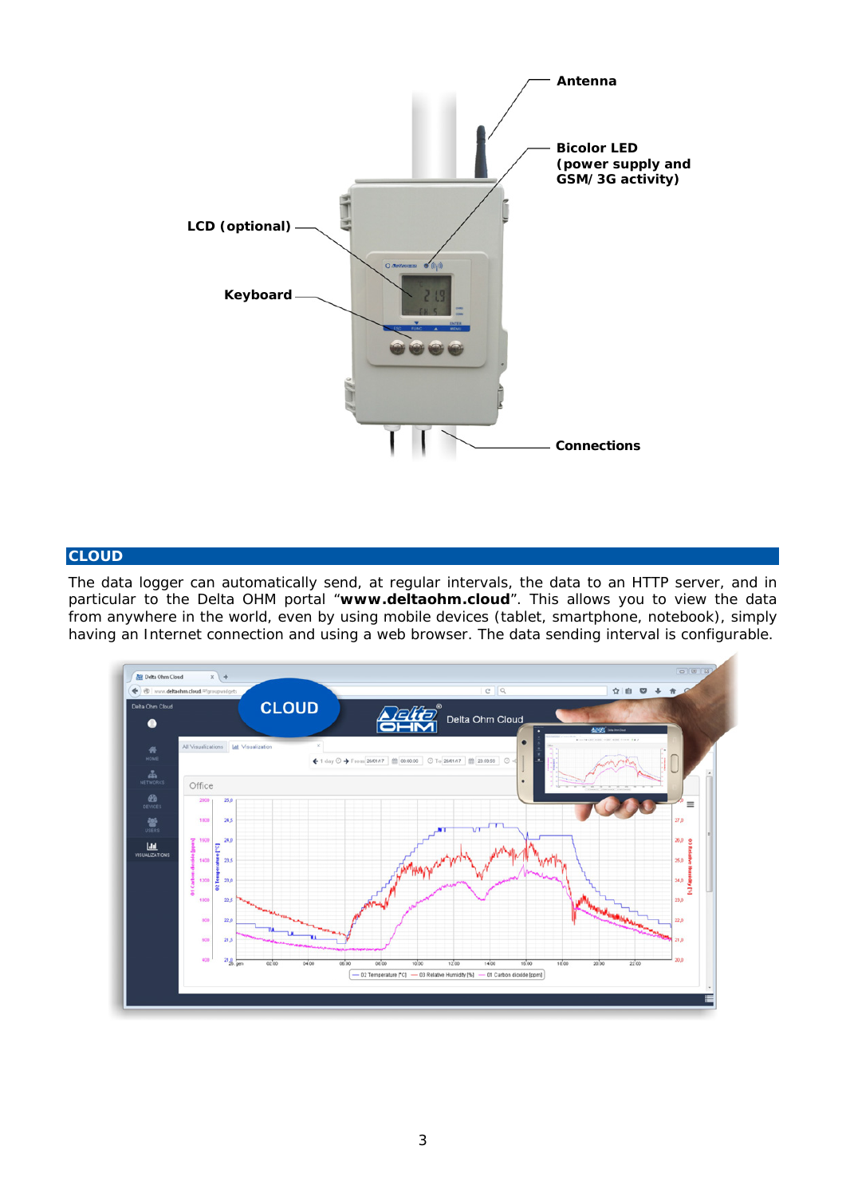Antenna

Bicolor LED (power supply and GSM/3G activity)

LCD (optional)

Keyboard

Connections

## CLOUD

The data logger can automatically send, at regular intervals, the data to an HTTP server, and in particular to the Delta OHM portal "**www.deltaohm.cloud**". This allows you to view the data from anywhere in the world, even by using mobile devices (tablet, smartphone, notebook), simply having an Internet connection and using a web browser. The data sending interval is configurable.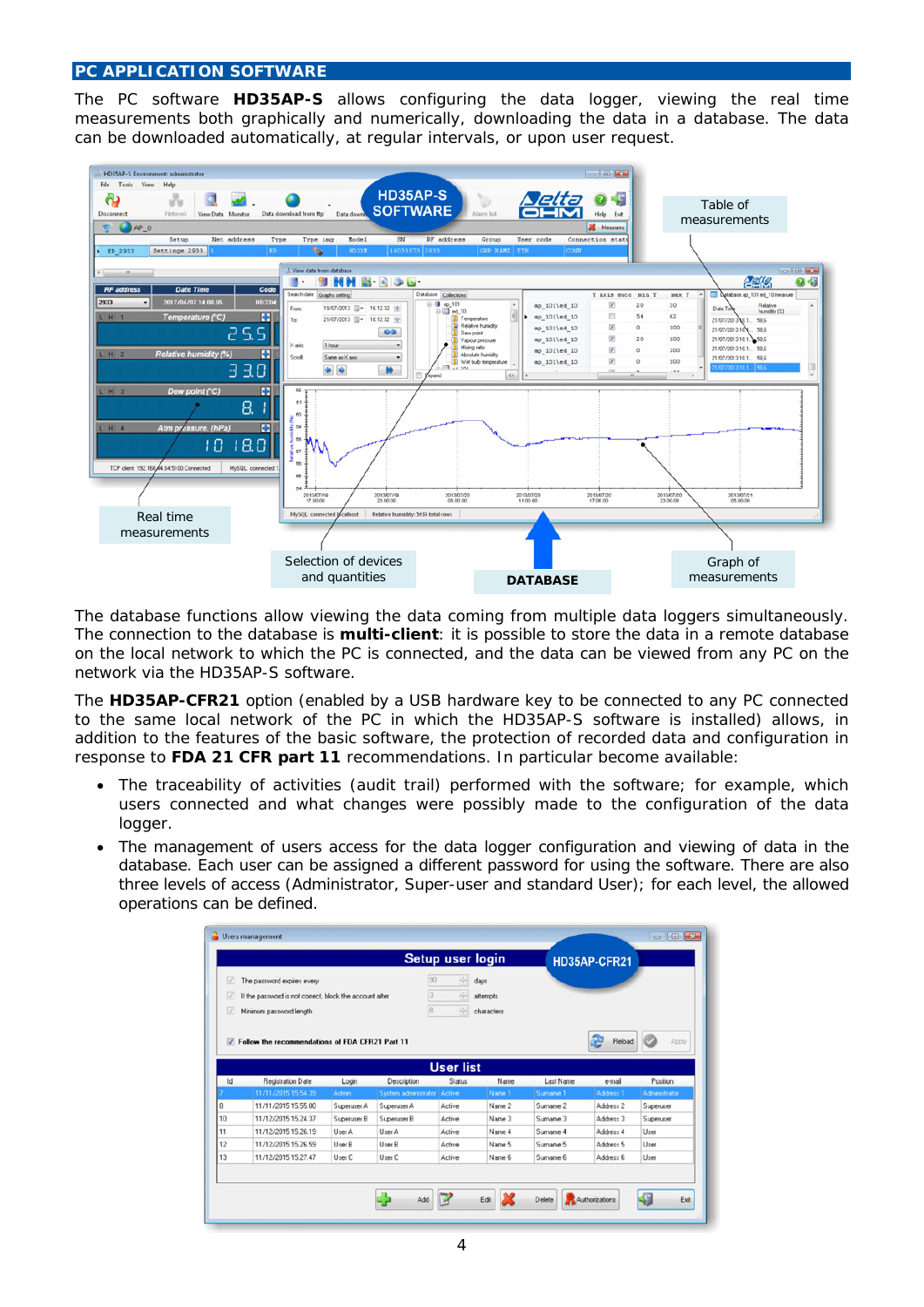## PC APPLICATION SOFTWARE

The PC software **HD35AP-S** allows configuring the data logger, viewing the real time measurements both graphically and numerically, downloading the data in a database. The data can be downloaded automatically, at regular intervals, or upon user request.

Table of measurements

Real time measurements

Selection of devices and quantities

DATABASE

Graph of measurements

The database functions allow viewing the data coming from multiple data loggers simultaneously. The connection to the database is **multi-client**: it is possible to store the data in a remote database on the local network to which the PC is connected, and the data can be viewed from any PC on the network via the HD35AP-S software.

The **HD35AP-CFR21** option (enabled by a USB hardware key to be connected to any PC connected to the same local network of the PC in which the HD35AP-S software is installed) allows, in addition to the features of the basic software, the protection of recorded data and configuration in response to **FDA 21 CFR part 11** recommendations. In particular become available:

- The traceability of activities (audit trail) performed with the software; for example, which users connected and what changes were possibly made to the configuration of the data logger.
- The management of users access for the data logger configuration and viewing of data in the database. Each user can be assigned a different password for using the software. There are also three levels of access (Administrator, Super-user and standard User); for each level, the allowed operations can be defined.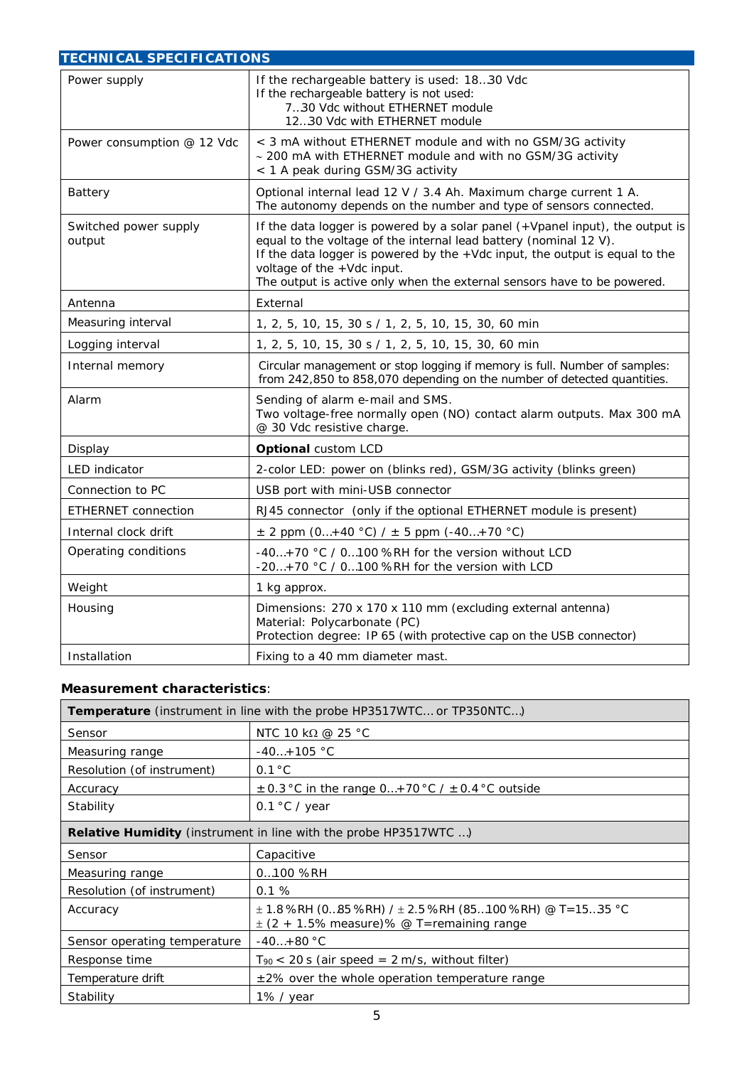## TECHNICAL SPECIFICATIONS

| | |
|---|---|
| Power supply | If the rechargeable battery is used: 18..30 Vdc<br>If the rechargeable battery is not used:<br>7..30 Vdc without ETHERNET module<br>12..30 Vdc with ETHERNET module |
| Power consumption @ 12 Vdc | < 3 mA without ETHERNET module and with no GSM/3G activity<br>~ 200 mA with ETHERNET module and with no GSM/3G activity<br>< 1 A peak during GSM/3G activity |
| Battery | Optional internal lead 12 V / 3.4 Ah. Maximum charge current 1 A.<br>The autonomy depends on the number and type of sensors connected. |
| Switched power supply output | If the data logger is powered by a solar panel (+Vpanel input), the output is equal to the voltage of the internal lead battery (nominal 12 V).<br>If the data logger is powered by the +Vdc input, the output is equal to the voltage of the +Vdc input.<br>The output is active only when the external sensors have to be powered. |
| Antenna | External |
| Measuring interval | 1, 2, 5, 10, 15, 30 s / 1, 2, 5, 10, 15, 30, 60 min |
| Logging interval | 1, 2, 5, 10, 15, 30 s / 1, 2, 5, 10, 15, 30, 60 min |
| Internal memory | Circular management or stop logging if memory is full. Number of samples: from 242,850 to 858,070 depending on the number of detected quantities. |
| Alarm | Sending of alarm e-mail and SMS.<br>Two voltage-free normally open (NO) contact alarm outputs. Max 300 mA @ 30 Vdc resistive charge. |
| Display | **Optional** custom LCD |
| LED indicator | 2-color LED: power on (blinks red), GSM/3G activity (blinks green) |
| Connection to PC | USB port with mini-USB connector |
| ETHERNET connection | RJ45 connector (only if the optional ETHERNET module is present) |
| Internal clock drift | ± 2 ppm (0…+40 °C) / ± 5 ppm (-40…+70 °C) |
| Operating conditions | -40…+70 °C / 0…100 %RH for the version without LCD<br>-20…+70 °C / 0…100 %RH for the version with LCD |
| Weight | 1 kg approx. |
| Housing | Dimensions: 270 x 170 x 110 mm (excluding external antenna)<br>Material: Polycarbonate (PC)<br>Protection degree: IP 65 (with protective cap on the USB connector) |
| Installation | Fixing to a 40 mm diameter mast. |

**Measurement characteristics**:

| **Temperature** (instrument in line with the probe HP3517WTC… or TP350NTC…) | |
|---|---|
| Sensor | NTC 10 kΩ @ 25 °C |
| Measuring range | -40…+105 °C |
| Resolution (of instrument) | 0.1 °C |
| Accuracy | ± 0.3 °C in the range 0…+70 °C / ± 0.4 °C outside |
| Stability | 0.1 °C / year |
| **Relative Humidity** (instrument in line with the probe HP3517WTC …) | |
| Sensor | Capacitive |
| Measuring range | 0…100 %RH |
| Resolution (of instrument) | 0.1 % |
| Accuracy | ± 1.8 %RH (0…85 %RH) / ± 2.5 %RH (85…100 %RH) @ T=15..35 °C<br>± (2 + 1.5% measure)% @ T=remaining range |
| Sensor operating temperature | -40…+80 °C |
| Response time | $T_{90}$ < 20 s (air speed = 2 m/s, without filter) |
| Temperature drift | ±2% over the whole operation temperature range |
| Stability | 1% / year |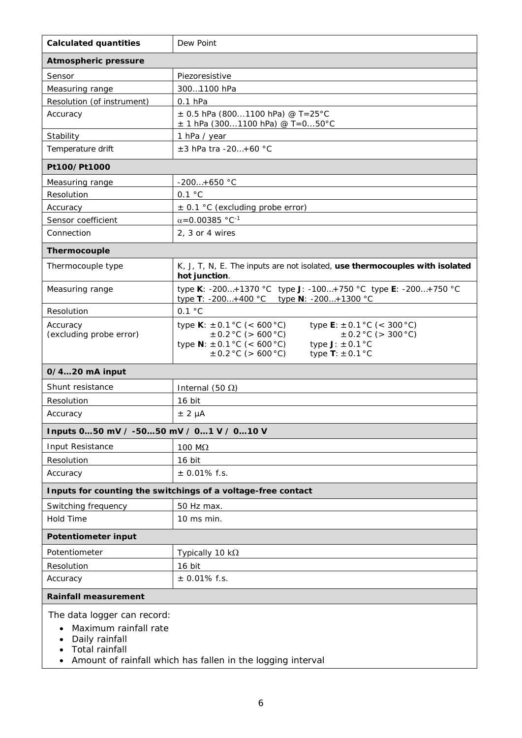| **Calculated quantities** | Dew Point |
|---|---|
| **Atmospheric pressure** | |
| Sensor | Piezoresistive |
| Measuring range | 300…1100 hPa |
| Resolution (of instrument) | 0.1 hPa |
| Accuracy | ± 0.5 hPa (800…1100 hPa) @ T=25°C<br>± 1 hPa (300…1100 hPa) @ T=0…50°C |
| Stability | 1 hPa / year |
| Temperature drift | ±3 hPa tra -20…+60 °C |
| **Pt100/Pt1000** | |
| Measuring range | -200…+650 °C |
| Resolution | 0.1 °C |
| Accuracy | ± 0.1 °C (excluding probe error) |
| Sensor coefficient | $\alpha$=0.00385 $°C^{-1}$ |
| Connection | 2, 3 or 4 wires |
| **Thermocouple** | |
| Thermocouple type | K, J, T, N, E. The inputs are not isolated, **use thermocouples with isolated hot junction**. |
| Measuring range | type **K**: -200…+1370 °C type **J**: -100…+750 °C type **E**: -200…+750 °C<br>type **T**: -200…+400 °C type **N**: -200…+1300 °C |
| Resolution | 0.1 °C |
| Accuracy<br>(excluding probe error) | type **K**: ± 0.1 °C (< 600 °C)<br>± 0.2 °C (> 600 °C)<br>type **N**: ± 0.1 °C (< 600 °C)<br>± 0.2 °C (> 600 °C)<br>type **E**: ± 0.1 °C (< 300 °C)<br>± 0.2 °C (> 300 °C)<br>type **J**: ± 0.1 °C<br>type **T**: ± 0.1 °C |
| **0/4…20 mA input** | |
| Shunt resistance | Internal (50 Ω) |
| Resolution | 16 bit |
| Accuracy | ± 2 µA |
| **Inputs 0…50 mV / -50…50 mV / 0…1 V / 0…10 V** | |
| Input Resistance | 100 MΩ |
| Resolution | 16 bit |
| Accuracy | ± 0.01% f.s. |
| **Inputs for counting the switchings of a voltage-free contact** | |
| Switching frequency | 50 Hz max. |
| Hold Time | 10 ms min. |
| **Potentiometer input** | |
| Potentiometer | Typically 10 kΩ |
| Resolution | 16 bit |
| Accuracy | ± 0.01% f.s. |
| **Rainfall measurement** | |

The data logger can record:

- Maximum rainfall rate
- Daily rainfall
- Total rainfall
- Amount of rainfall which has fallen in the logging interval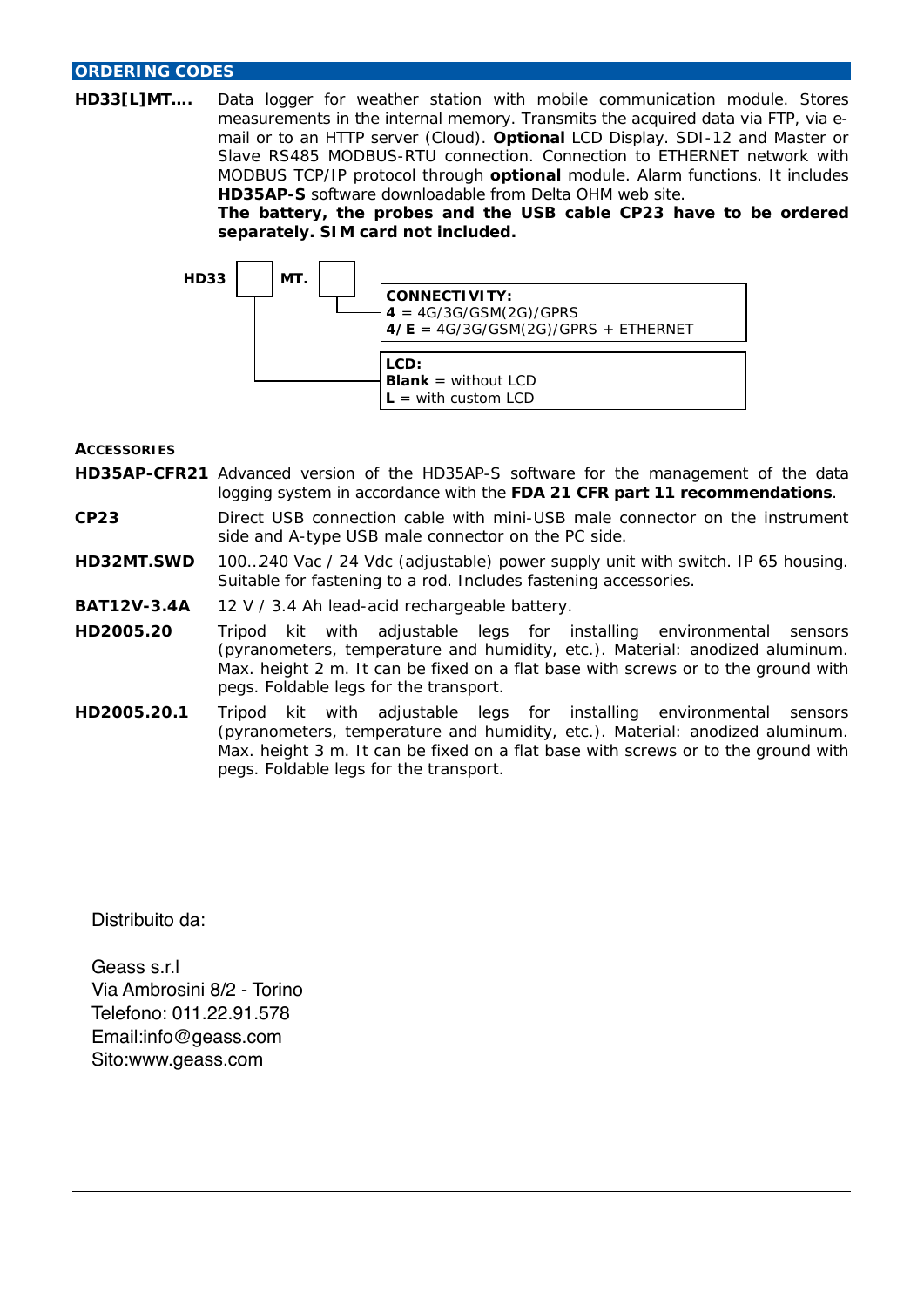## ORDERING CODES

**HD33[L]MT….** Data logger for weather station with mobile communication module. Stores measurements in the internal memory. Transmits the acquired data via FTP, via e-mail or to an HTTP server (Cloud). **Optional** LCD Display. SDI-12 and Master or Slave RS485 MODBUS-RTU connection. Connection to ETHERNET network with MODBUS TCP/IP protocol through **optional** module. Alarm functions. It includes **HD35AP-S** software downloadable from Delta OHM web site.
**The battery, the probes and the USB cable CP23 have to be ordered separately. SIM card not included.**

HD33 [ ] MT. [ ]

**CONNECTIVITY:**
**4** = 4G/3G/GSM(2G)/GPRS
**4/E** = 4G/3G/GSM(2G)/GPRS + ETHERNET

**LCD:**
**Blank** = without LCD
**L** = with custom LCD

### Accessories

**HD35AP-CFR21** Advanced version of the HD35AP-S software for the management of the data logging system in accordance with the **FDA 21 CFR part 11 recommendations**.

**CP23** Direct USB connection cable with mini-USB male connector on the instrument side and A-type USB male connector on the PC side.

**HD32MT.SWD** 100..240 Vac / 24 Vdc (adjustable) power supply unit with switch. IP 65 housing. Suitable for fastening to a rod. Includes fastening accessories.

**BAT12V-3.4A** 12 V / 3.4 Ah lead-acid rechargeable battery.

**HD2005.20** Tripod kit with adjustable legs for installing environmental sensors (pyranometers, temperature and humidity, etc.). Material: anodized aluminum. Max. height 2 m. It can be fixed on a flat base with screws or to the ground with pegs. Foldable legs for the transport.

**HD2005.20.1** Tripod kit with adjustable legs for installing environmental sensors (pyranometers, temperature and humidity, etc.). Material: anodized aluminum. Max. height 3 m. It can be fixed on a flat base with screws or to the ground with pegs. Foldable legs for the transport.

Distribuito da:

Geass s.r.l
Via Ambrosini 8/2 - Torino
Telefono: 011.22.91.578
Email:info@geass.com
Sito:www.geass.com